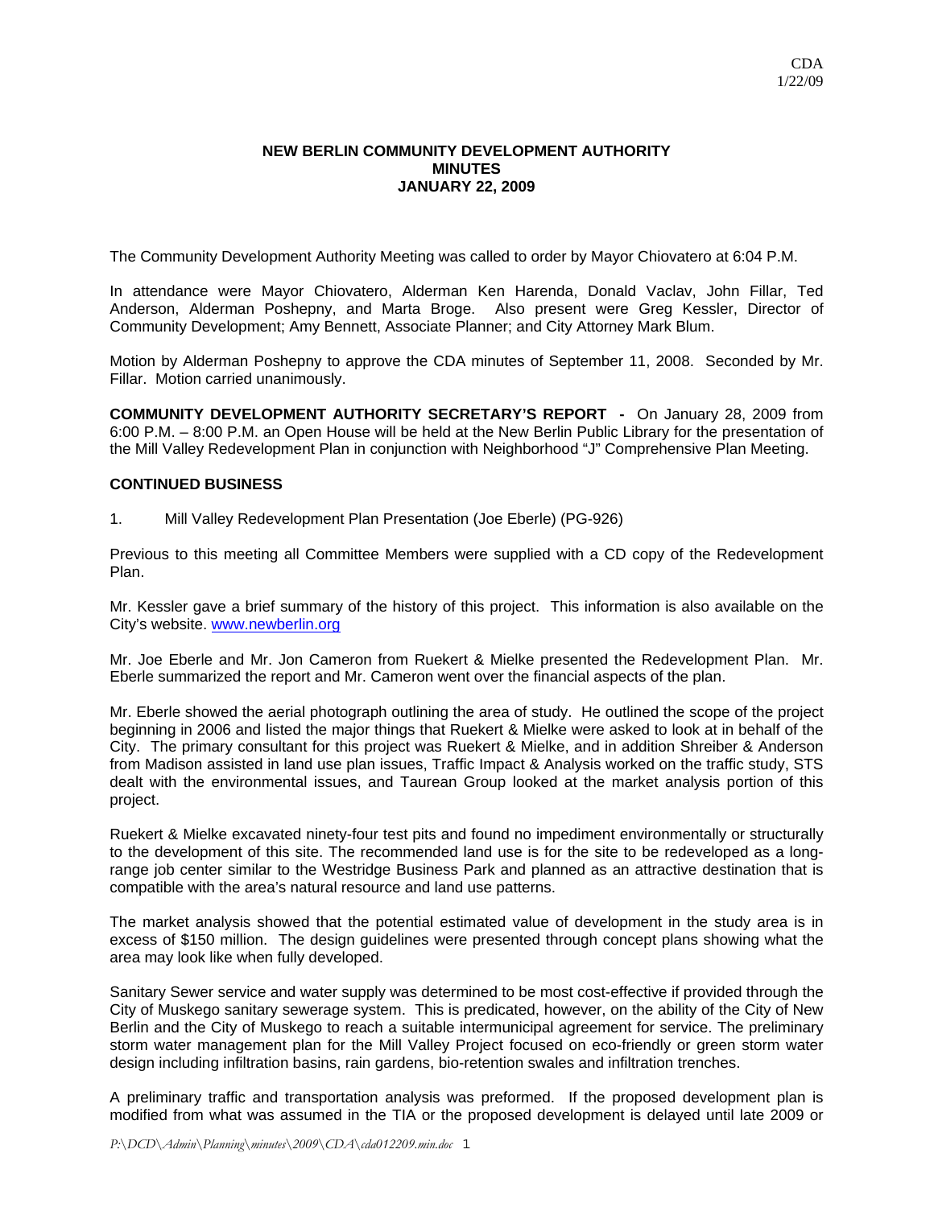CDA
1/22/09

# NEW BERLIN COMMUNITY DEVELOPMENT AUTHORITY
## MINUTES
## JANUARY 22, 2009

The Community Development Authority Meeting was called to order by Mayor Chiovatero at 6:04 P.M.

In attendance were Mayor Chiovatero, Alderman Ken Harenda, Donald Vaclav, John Fillar, Ted Anderson, Alderman Poshepny, and Marta Broge. Also present were Greg Kessler, Director of Community Development; Amy Bennett, Associate Planner; and City Attorney Mark Blum.

Motion by Alderman Poshepny to approve the CDA minutes of September 11, 2008. Seconded by Mr. Fillar. Motion carried unanimously.

**COMMUNITY DEVELOPMENT AUTHORITY SECRETARY'S REPORT -** On January 28, 2009 from 6:00 P.M. – 8:00 P.M. an Open House will be held at the New Berlin Public Library for the presentation of the Mill Valley Redevelopment Plan in conjunction with Neighborhood "J" Comprehensive Plan Meeting.

**CONTINUED BUSINESS**

1. Mill Valley Redevelopment Plan Presentation (Joe Eberle) (PG-926)

Previous to this meeting all Committee Members were supplied with a CD copy of the Redevelopment Plan.

Mr. Kessler gave a brief summary of the history of this project. This information is also available on the City's website. www.newberlin.org

Mr. Joe Eberle and Mr. Jon Cameron from Ruekert & Mielke presented the Redevelopment Plan. Mr. Eberle summarized the report and Mr. Cameron went over the financial aspects of the plan.

Mr. Eberle showed the aerial photograph outlining the area of study. He outlined the scope of the project beginning in 2006 and listed the major things that Ruekert & Mielke were asked to look at in behalf of the City. The primary consultant for this project was Ruekert & Mielke, and in addition Shreiber & Anderson from Madison assisted in land use plan issues, Traffic Impact & Analysis worked on the traffic study, STS dealt with the environmental issues, and Taurean Group looked at the market analysis portion of this project.

Ruekert & Mielke excavated ninety-four test pits and found no impediment environmentally or structurally to the development of this site. The recommended land use is for the site to be redeveloped as a long-range job center similar to the Westridge Business Park and planned as an attractive destination that is compatible with the area's natural resource and land use patterns.

The market analysis showed that the potential estimated value of development in the study area is in excess of $150 million. The design guidelines were presented through concept plans showing what the area may look like when fully developed.

Sanitary Sewer service and water supply was determined to be most cost-effective if provided through the City of Muskego sanitary sewerage system. This is predicated, however, on the ability of the City of New Berlin and the City of Muskego to reach a suitable intermunicipal agreement for service. The preliminary storm water management plan for the Mill Valley Project focused on eco-friendly or green storm water design including infiltration basins, rain gardens, bio-retention swales and infiltration trenches.

A preliminary traffic and transportation analysis was preformed. If the proposed development plan is modified from what was assumed in the TIA or the proposed development is delayed until late 2009 or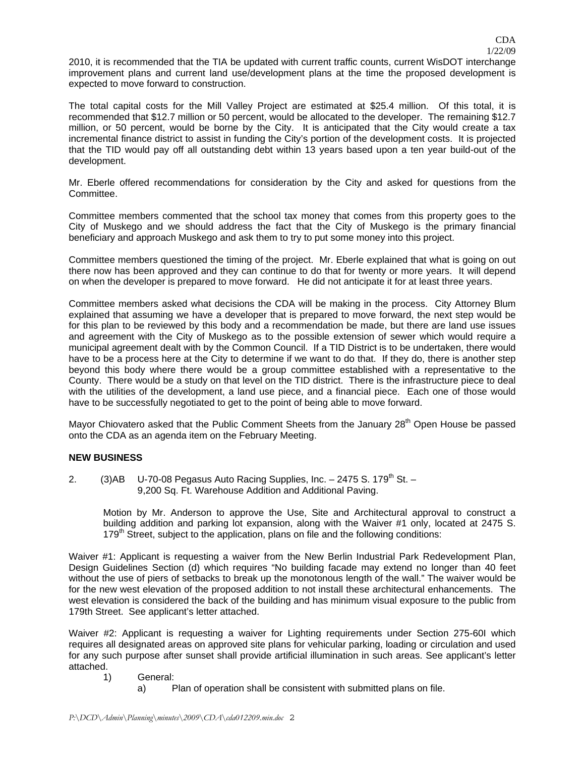2010, it is recommended that the TIA be updated with current traffic counts, current WisDOT interchange improvement plans and current land use/development plans at the time the proposed development is expected to move forward to construction.

The total capital costs for the Mill Valley Project are estimated at $25.4 million. Of this total, it is recommended that $12.7 million or 50 percent, would be allocated to the developer. The remaining $12.7 million, or 50 percent, would be borne by the City. It is anticipated that the City would create a tax incremental finance district to assist in funding the City's portion of the development costs. It is projected that the TID would pay off all outstanding debt within 13 years based upon a ten year build-out of the development.

Mr. Eberle offered recommendations for consideration by the City and asked for questions from the Committee.

Committee members commented that the school tax money that comes from this property goes to the City of Muskego and we should address the fact that the City of Muskego is the primary financial beneficiary and approach Muskego and ask them to try to put some money into this project.

Committee members questioned the timing of the project. Mr. Eberle explained that what is going on out there now has been approved and they can continue to do that for twenty or more years. It will depend on when the developer is prepared to move forward. He did not anticipate it for at least three years.

Committee members asked what decisions the CDA will be making in the process. City Attorney Blum explained that assuming we have a developer that is prepared to move forward, the next step would be for this plan to be reviewed by this body and a recommendation be made, but there are land use issues and agreement with the City of Muskego as to the possible extension of sewer which would require a municipal agreement dealt with by the Common Council. If a TID District is to be undertaken, there would have to be a process here at the City to determine if we want to do that. If they do, there is another step beyond this body where there would be a group committee established with a representative to the County. There would be a study on that level on the TID district. There is the infrastructure piece to deal with the utilities of the development, a land use piece, and a financial piece. Each one of those would have to be successfully negotiated to get to the point of being able to move forward.

Mayor Chiovatero asked that the Public Comment Sheets from the January 28th Open House be passed onto the CDA as an agenda item on the February Meeting.

**NEW BUSINESS**

2. (3)AB U-70-08 Pegasus Auto Racing Supplies, Inc. – 2475 S. 179th St. – 9,200 Sq. Ft. Warehouse Addition and Additional Paving.

   Motion by Mr. Anderson to approve the Use, Site and Architectural approval to construct a building addition and parking lot expansion, along with the Waiver #1 only, located at 2475 S. 179th Street, subject to the application, plans on file and the following conditions:

Waiver #1: Applicant is requesting a waiver from the New Berlin Industrial Park Redevelopment Plan, Design Guidelines Section (d) which requires "No building facade may extend no longer than 40 feet without the use of piers of setbacks to break up the monotonous length of the wall." The waiver would be for the new west elevation of the proposed addition to not install these architectural enhancements. The west elevation is considered the back of the building and has minimum visual exposure to the public from 179th Street. See applicant's letter attached.

Waiver #2: Applicant is requesting a waiver for Lighting requirements under Section 275-60I which requires all designated areas on approved site plans for vehicular parking, loading or circulation and used for any such purpose after sunset shall provide artificial illumination in such areas. See applicant's letter attached.

1) General:
   a) Plan of operation shall be consistent with submitted plans on file.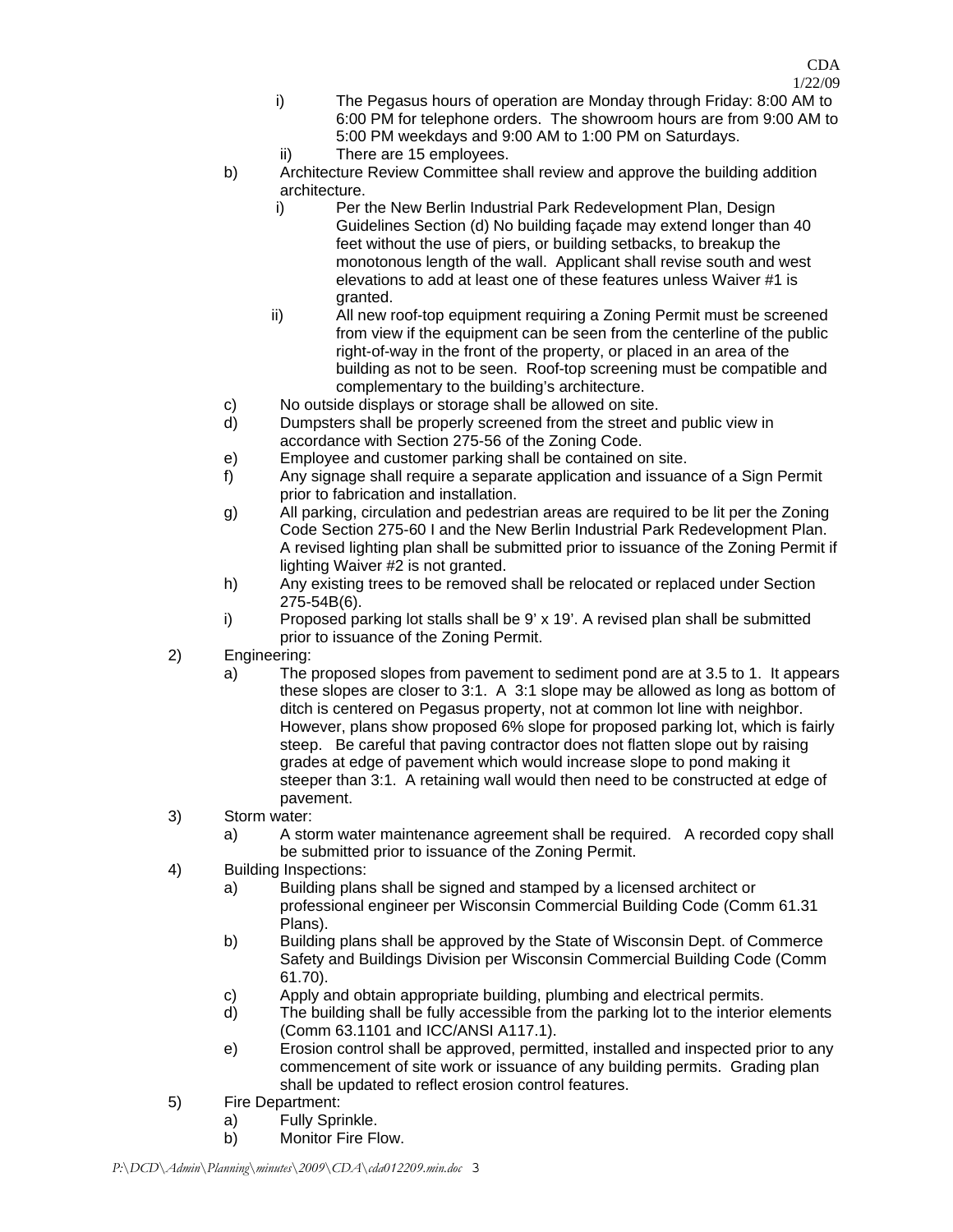i) The Pegasus hours of operation are Monday through Friday: 8:00 AM to 6:00 PM for telephone orders. The showroom hours are from 9:00 AM to 5:00 PM weekdays and 9:00 AM to 1:00 PM on Saturdays.

ii) There are 15 employees.

b) Architecture Review Committee shall review and approve the building addition architecture.

i) Per the New Berlin Industrial Park Redevelopment Plan, Design Guidelines Section (d) No building façade may extend longer than 40 feet without the use of piers, or building setbacks, to breakup the monotonous length of the wall. Applicant shall revise south and west elevations to add at least one of these features unless Waiver #1 is granted.

ii) All new roof-top equipment requiring a Zoning Permit must be screened from view if the equipment can be seen from the centerline of the public right-of-way in the front of the property, or placed in an area of the building as not to be seen. Roof-top screening must be compatible and complementary to the building's architecture.

c) No outside displays or storage shall be allowed on site.

d) Dumpsters shall be properly screened from the street and public view in accordance with Section 275-56 of the Zoning Code.

e) Employee and customer parking shall be contained on site.

f) Any signage shall require a separate application and issuance of a Sign Permit prior to fabrication and installation.

g) All parking, circulation and pedestrian areas are required to be lit per the Zoning Code Section 275-60 I and the New Berlin Industrial Park Redevelopment Plan. A revised lighting plan shall be submitted prior to issuance of the Zoning Permit if lighting Waiver #2 is not granted.

h) Any existing trees to be removed shall be relocated or replaced under Section 275-54B(6).

i) Proposed parking lot stalls shall be 9' x 19'. A revised plan shall be submitted prior to issuance of the Zoning Permit.

2) Engineering:

a) The proposed slopes from pavement to sediment pond are at 3.5 to 1. It appears these slopes are closer to 3:1. A 3:1 slope may be allowed as long as bottom of ditch is centered on Pegasus property, not at common lot line with neighbor. However, plans show proposed 6% slope for proposed parking lot, which is fairly steep. Be careful that paving contractor does not flatten slope out by raising grades at edge of pavement which would increase slope to pond making it steeper than 3:1. A retaining wall would then need to be constructed at edge of pavement.

3) Storm water:

a) A storm water maintenance agreement shall be required. A recorded copy shall be submitted prior to issuance of the Zoning Permit.

4) Building Inspections:

a) Building plans shall be signed and stamped by a licensed architect or professional engineer per Wisconsin Commercial Building Code (Comm 61.31 Plans).

b) Building plans shall be approved by the State of Wisconsin Dept. of Commerce Safety and Buildings Division per Wisconsin Commercial Building Code (Comm 61.70).

c) Apply and obtain appropriate building, plumbing and electrical permits.

d) The building shall be fully accessible from the parking lot to the interior elements (Comm 63.1101 and ICC/ANSI A117.1).

e) Erosion control shall be approved, permitted, installed and inspected prior to any commencement of site work or issuance of any building permits. Grading plan shall be updated to reflect erosion control features.

5) Fire Department:

a) Fully Sprinkle.

b) Monitor Fire Flow.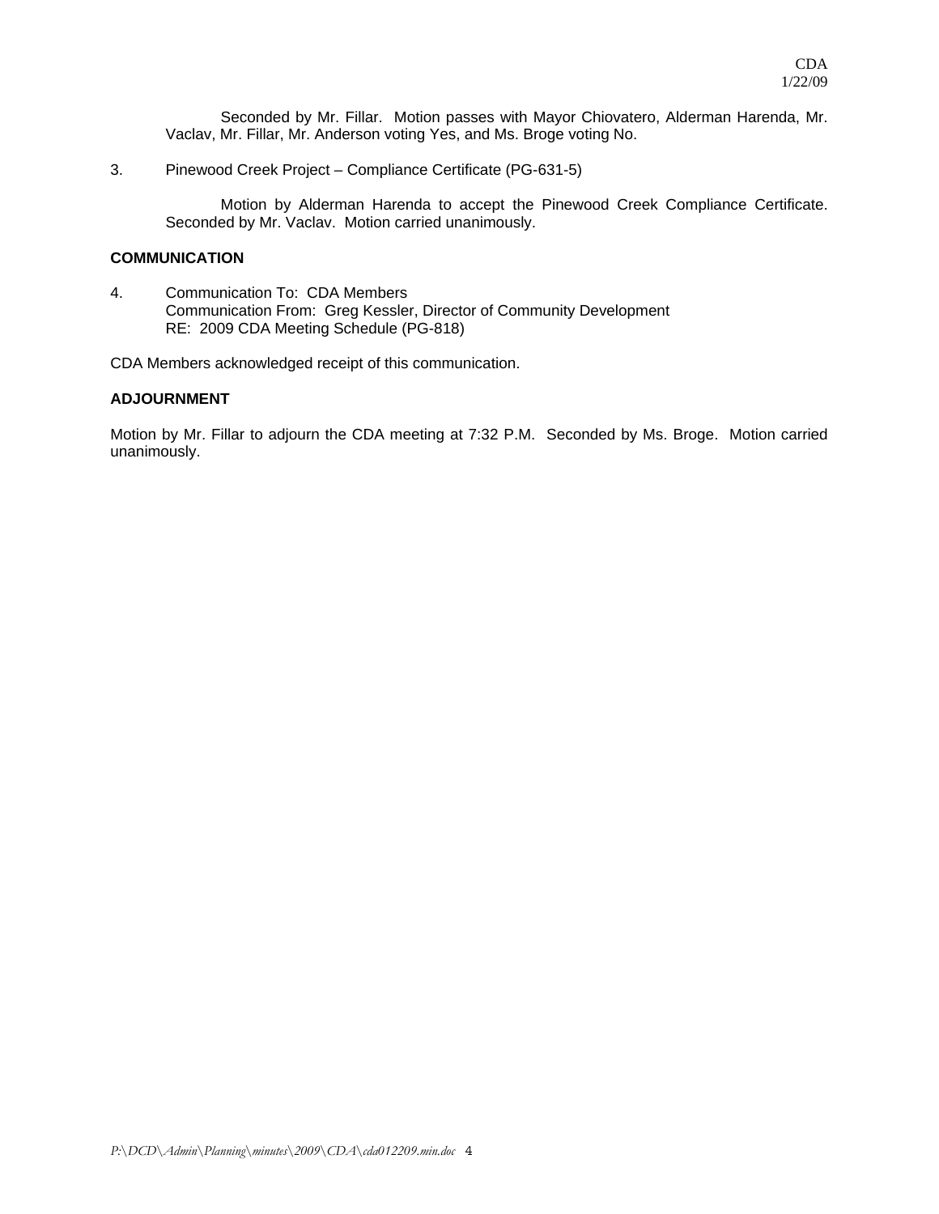Seconded by Mr. Fillar. Motion passes with Mayor Chiovatero, Alderman Harenda, Mr. Vaclav, Mr. Fillar, Mr. Anderson voting Yes, and Ms. Broge voting No.

3. Pinewood Creek Project – Compliance Certificate (PG-631-5)

   Motion by Alderman Harenda to accept the Pinewood Creek Compliance Certificate. Seconded by Mr. Vaclav. Motion carried unanimously.

**COMMUNICATION**

4. Communication To: CDA Members
   Communication From: Greg Kessler, Director of Community Development
   RE: 2009 CDA Meeting Schedule (PG-818)

CDA Members acknowledged receipt of this communication.

**ADJOURNMENT**

Motion by Mr. Fillar to adjourn the CDA meeting at 7:32 P.M. Seconded by Ms. Broge. Motion carried unanimously.